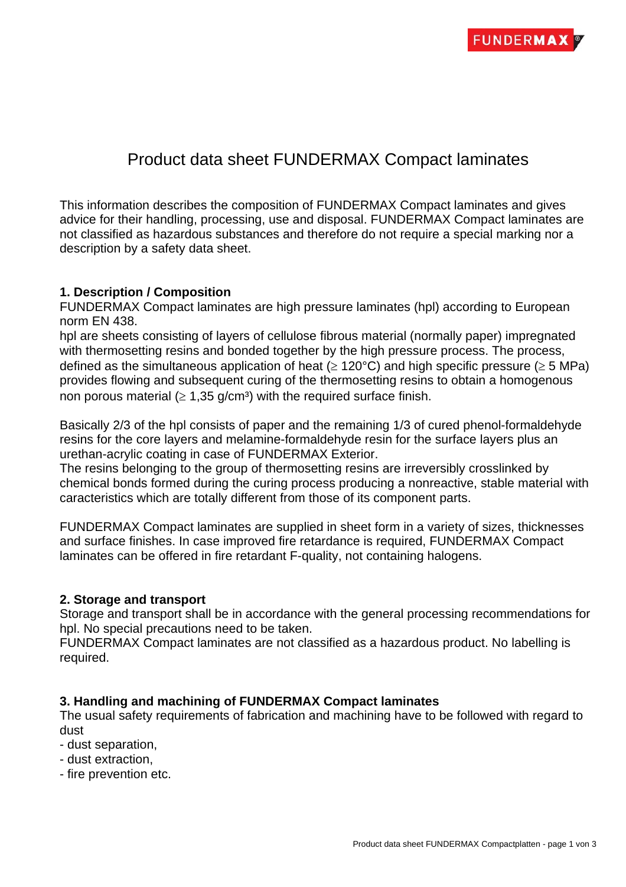# Product data sheet FUNDERMAX Compact laminates

This information describes the composition of FUNDERMAX Compact laminates and gives advice for their handling, processing, use and disposal. FUNDERMAX Compact laminates are not classified as hazardous substances and therefore do not require a special marking nor a description by a safety data sheet.

## 1. Description / Composition

FUNDERMAX Compact laminates are high pressure laminates (hpl) according to European norm EN 438.
hpl are sheets consisting of layers of cellulose fibrous material (normally paper) impregnated with thermosetting resins and bonded together by the high pressure process. The process, defined as the simultaneous application of heat (≥ 120°C) and high specific pressure (≥ 5 MPa) provides flowing and subsequent curing of the thermosetting resins to obtain a homogenous non porous material (≥ 1,35 g/cm³) with the required surface finish.

Basically 2/3 of the hpl consists of paper and the remaining 1/3 of cured phenol-formaldehyde resins for the core layers and melamine-formaldehyde resin for the surface layers plus an urethan-acrylic coating in case of FUNDERMAX Exterior.
The resins belonging to the group of thermosetting resins are irreversibly crosslinked by chemical bonds formed during the curing process producing a nonreactive, stable material with caracteristics which are totally different from those of its component parts.

FUNDERMAX Compact laminates are supplied in sheet form in a variety of sizes, thicknesses and surface finishes. In case improved fire retardance is required, FUNDERMAX Compact laminates can be offered in fire retardant F-quality, not containing halogens.

## 2. Storage and transport

Storage and transport shall be in accordance with the general processing recommendations for hpl. No special precautions need to be taken.
FUNDERMAX Compact laminates are not classified as a hazardous product. No labelling is required.

## 3. Handling and machining of FUNDERMAX Compact laminates

The usual safety requirements of fabrication and machining have to be followed with regard to dust

- dust separation,
- dust extraction,
- fire prevention etc.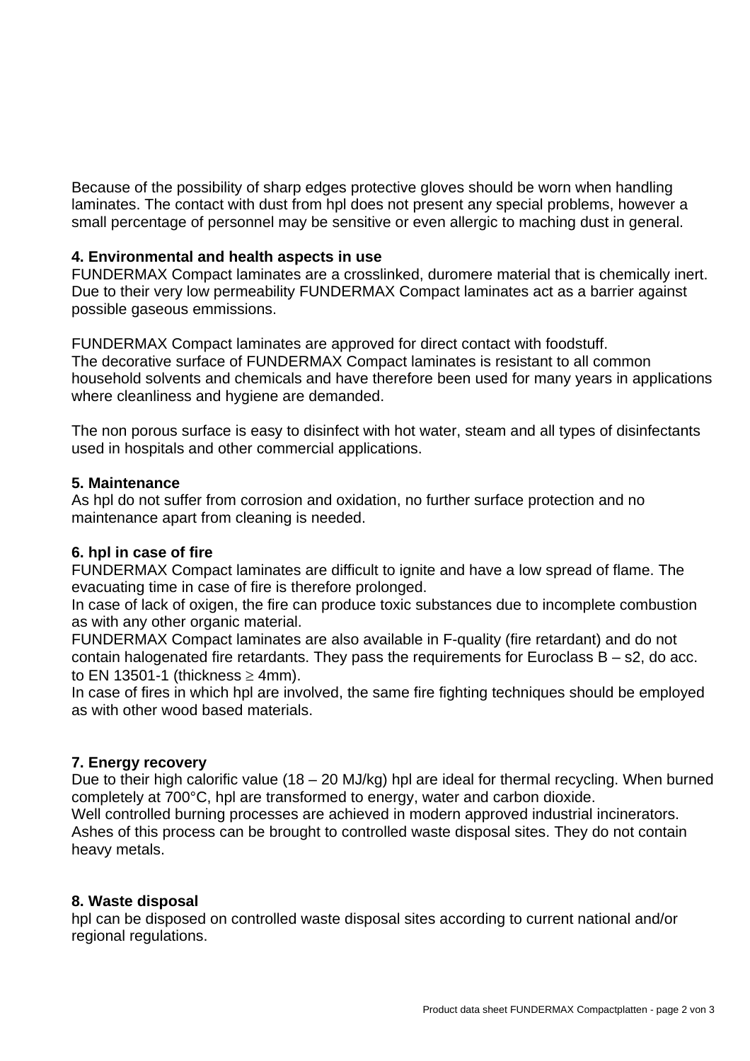Because of the possibility of sharp edges protective gloves should be worn when handling laminates. The contact with dust from hpl does not present any special problems, however a small percentage of personnel may be sensitive or even allergic to maching dust in general.

**4. Environmental and health aspects in use**
FUNDERMAX Compact laminates are a crosslinked, duromere material that is chemically inert. Due to their very low permeability FUNDERMAX Compact laminates act as a barrier against possible gaseous emmissions.

FUNDERMAX Compact laminates are approved for direct contact with foodstuff.
The decorative surface of FUNDERMAX Compact laminates is resistant to all common household solvents and chemicals and have therefore been used for many years in applications where cleanliness and hygiene are demanded.

The non porous surface is easy to disinfect with hot water, steam and all types of disinfectants used in hospitals and other commercial applications.

**5. Maintenance**
As hpl do not suffer from corrosion and oxidation, no further surface protection and no maintenance apart from cleaning is needed.

**6. hpl in case of fire**
FUNDERMAX Compact laminates are difficult to ignite and have a low spread of flame. The evacuating time in case of fire is therefore prolonged.
In case of lack of oxigen, the fire can produce toxic substances due to incomplete combustion as with any other organic material.
FUNDERMAX Compact laminates are also available in F-quality (fire retardant) and do not contain halogenated fire retardants. They pass the requirements for Euroclass B – s2, do acc. to EN 13501-1 (thickness $\geq$ 4mm).
In case of fires in which hpl are involved, the same fire fighting techniques should be employed as with other wood based materials.

**7. Energy recovery**
Due to their high calorific value (18 – 20 MJ/kg) hpl are ideal for thermal recycling. When burned completely at 700°C, hpl are transformed to energy, water and carbon dioxide.
Well controlled burning processes are achieved in modern approved industrial incinerators. Ashes of this process can be brought to controlled waste disposal sites. They do not contain heavy metals.

**8. Waste disposal**
hpl can be disposed on controlled waste disposal sites according to current national and/or regional regulations.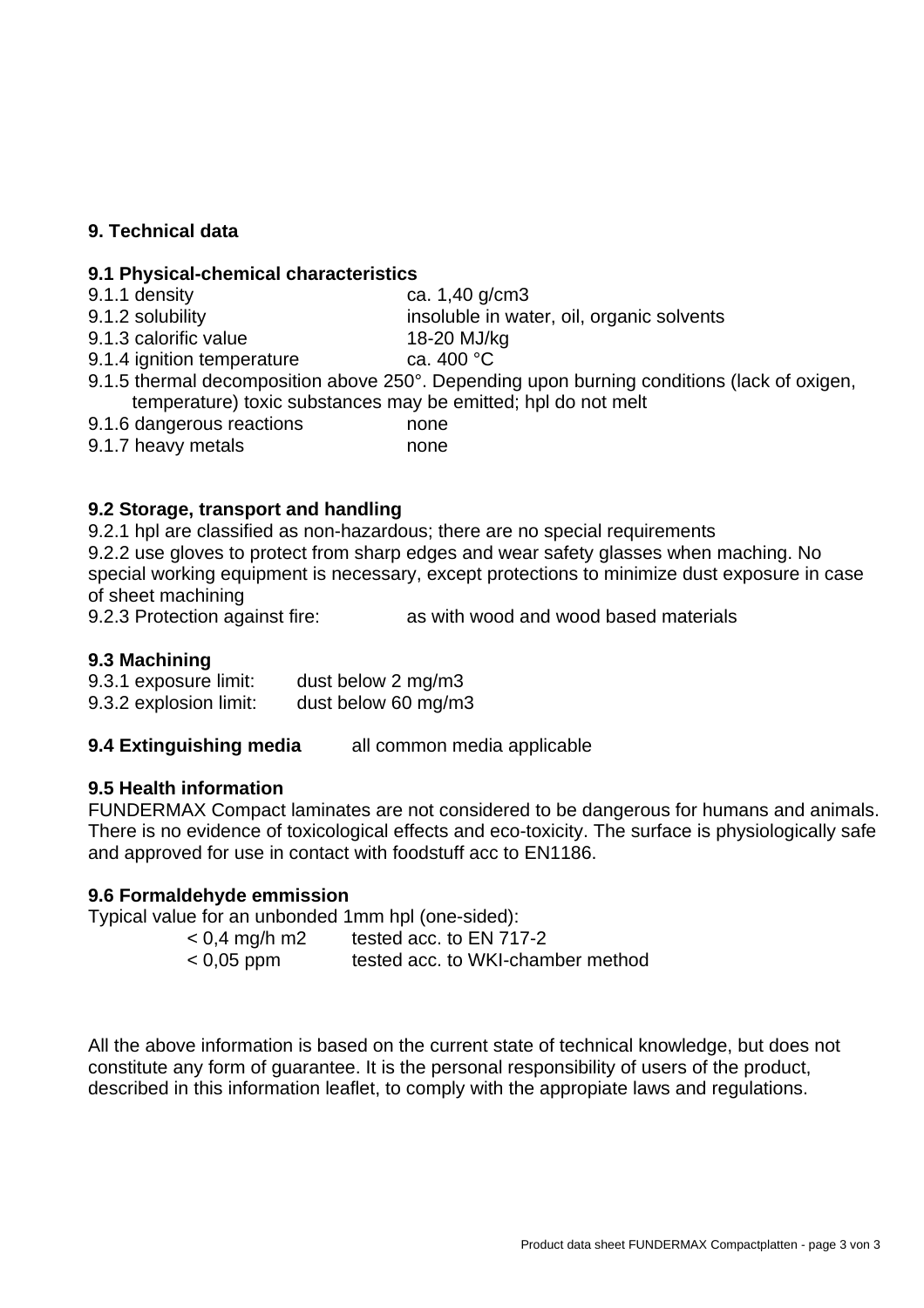## 9. Technical data

### 9.1 Physical-chemical characteristics

| | |
|---|---|
| 9.1.1 density | ca. 1,40 g/cm3 |
| 9.1.2 solubility | insoluble in water, oil, organic solvents |
| 9.1.3 calorific value | 18-20 MJ/kg |
| 9.1.4 ignition temperature | ca. 400 °C |

9.1.5 thermal decomposition above 250°. Depending upon burning conditions (lack of oxigen, temperature) toxic substances may be emitted; hpl do not melt

| | |
|---|---|
| 9.1.6 dangerous reactions | none |
| 9.1.7 heavy metals | none |

### 9.2 Storage, transport and handling

9.2.1 hpl are classified as non-hazardous; there are no special requirements

9.2.2 use gloves to protect from sharp edges and wear safety glasses when maching. No special working equipment is necessary, except protections to minimize dust exposure in case of sheet machining

9.2.3 Protection against fire: as with wood and wood based materials

### 9.3 Machining

| | |
|---|---|
| 9.3.1 exposure limit: | dust below 2 mg/m3 |
| 9.3.2 explosion limit: | dust below 60 mg/m3 |

**9.4 Extinguishing media** all common media applicable

### 9.5 Health information

FUNDERMAX Compact laminates are not considered to be dangerous for humans and animals. There is no evidence of toxicological effects and eco-toxicity. The surface is physiologically safe and approved for use in contact with foodstuff acc to EN1186.

### 9.6 Formaldehyde emmission

Typical value for an unbonded 1mm hpl (one-sided):

| | |
|---|---|
| < 0,4 mg/h m2 | tested acc. to EN 717-2 |
| < 0,05 ppm | tested acc. to WKI-chamber method |

All the above information is based on the current state of technical knowledge, but does not constitute any form of guarantee. It is the personal responsibility of users of the product, described in this information leaflet, to comply with the appropiate laws and regulations.